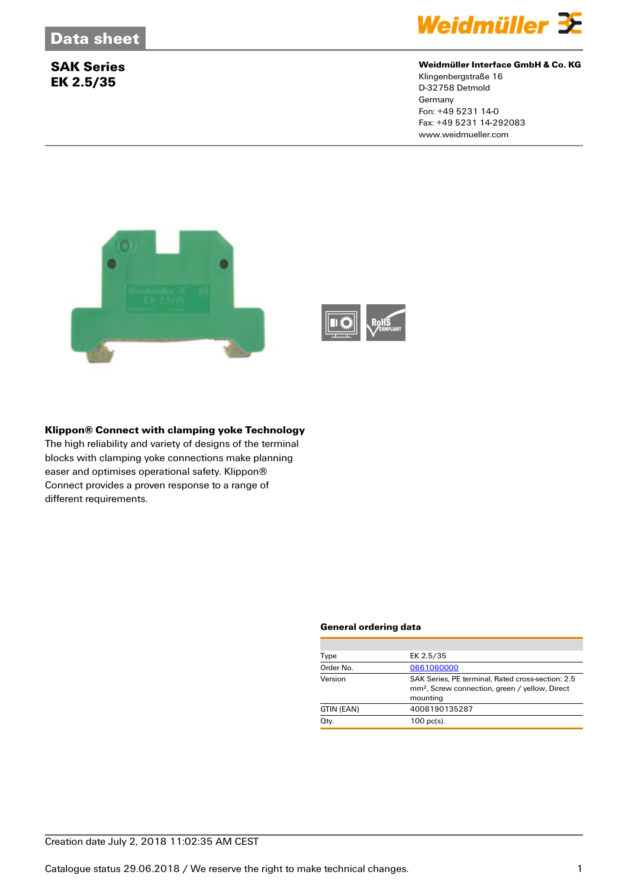Data sheet

# SAK Series
# EK 2.5/35

**Weidmüller Interface GmbH & Co. KG**
Klingenbergstraße 16
D-32758 Detmold
Germany
Fon: +49 5231 14-0
Fax: +49 5231 14-292083
www.weidmueller.com

### Klippon® Connect with clamping yoke Technology

The high reliability and variety of designs of the terminal blocks with clamping yoke connections make planning easer and optimises operational safety. Klippon® Connect provides a proven response to a range of different requirements.

### General ordering data

| | |
|---|---|
| Type | EK 2.5/35 |
| Order No. | 0661060000 |
| Version | SAK Series, PE terminal, Rated cross-section: 2.5 mm², Screw connection, green / yellow, Direct mounting |
| GTIN (EAN) | 4008190135287 |
| Qty. | 100 pc(s). |

Creation date July 2, 2018 11:02:35 AM CEST

Catalogue status 29.06.2018 / We reserve the right to make technical changes.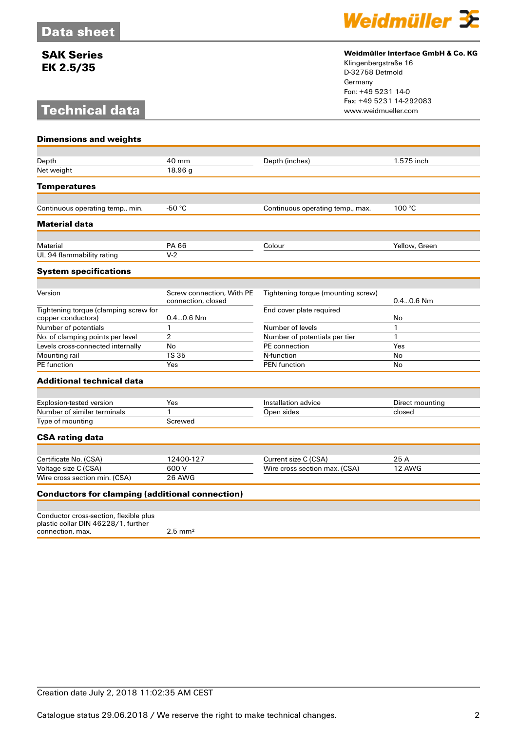# Data sheet

## SAK Series
## EK 2.5/35

## Technical data

**Weidmüller Interface GmbH & Co. KG**
Klingenbergstraße 16
D-32758 Detmold
Germany
Fon: +49 5231 14-0
Fax: +49 5231 14-292083
www.weidmueller.com

### Dimensions and weights

| | | | |
|---|---|---|---|
| Depth | 40 mm | Depth (inches) | 1.575 inch |
| Net weight | 18.96 g | | |

### Temperatures

| | | | |
|---|---|---|---|
| Continuous operating temp., min. | -50 °C | Continuous operating temp., max. | 100 °C |

### Material data

| | | | |
|---|---|---|---|
| Material | PA 66 | Colour | Yellow, Green |
| UL 94 flammability rating | V-2 | | |

### System specifications

| | | | |
|---|---|---|---|
| Version | Screw connection, With PE connection, closed | Tightening torque (mounting screw) | 0.4...0.6 Nm |
| Tightening torque (clamping screw for copper conductors) | 0.4...0.6 Nm | End cover plate required | No |
| Number of potentials | 1 | Number of levels | 1 |
| No. of clamping points per level | 2 | Number of potentials per tier | 1 |
| Levels cross-connected internally | No | PE connection | Yes |
| Mounting rail | TS 35 | N-function | No |
| PE function | Yes | PEN function | No |

### Additional technical data

| | | | |
|---|---|---|---|
| Explosion-tested version | Yes | Installation advice | Direct mounting |
| Number of similar terminals | 1 | Open sides | closed |
| Type of mounting | Screwed | | |

### CSA rating data

| | | | |
|---|---|---|---|
| Certificate No. (CSA) | 12400-127 | Current size C (CSA) | 25 A |
| Voltage size C (CSA) | 600 V | Wire cross section max. (CSA) | 12 AWG |
| Wire cross section min. (CSA) | 26 AWG | | |

### Conductors for clamping (additional connection)

| | |
|---|---|
| Conductor cross-section, flexible plus plastic collar DIN 46228/1, further connection, max. | 2.5 mm² |

Creation date July 2, 2018 11:02:35 AM CEST

Catalogue status 29.06.2018 / We reserve the right to make technical changes.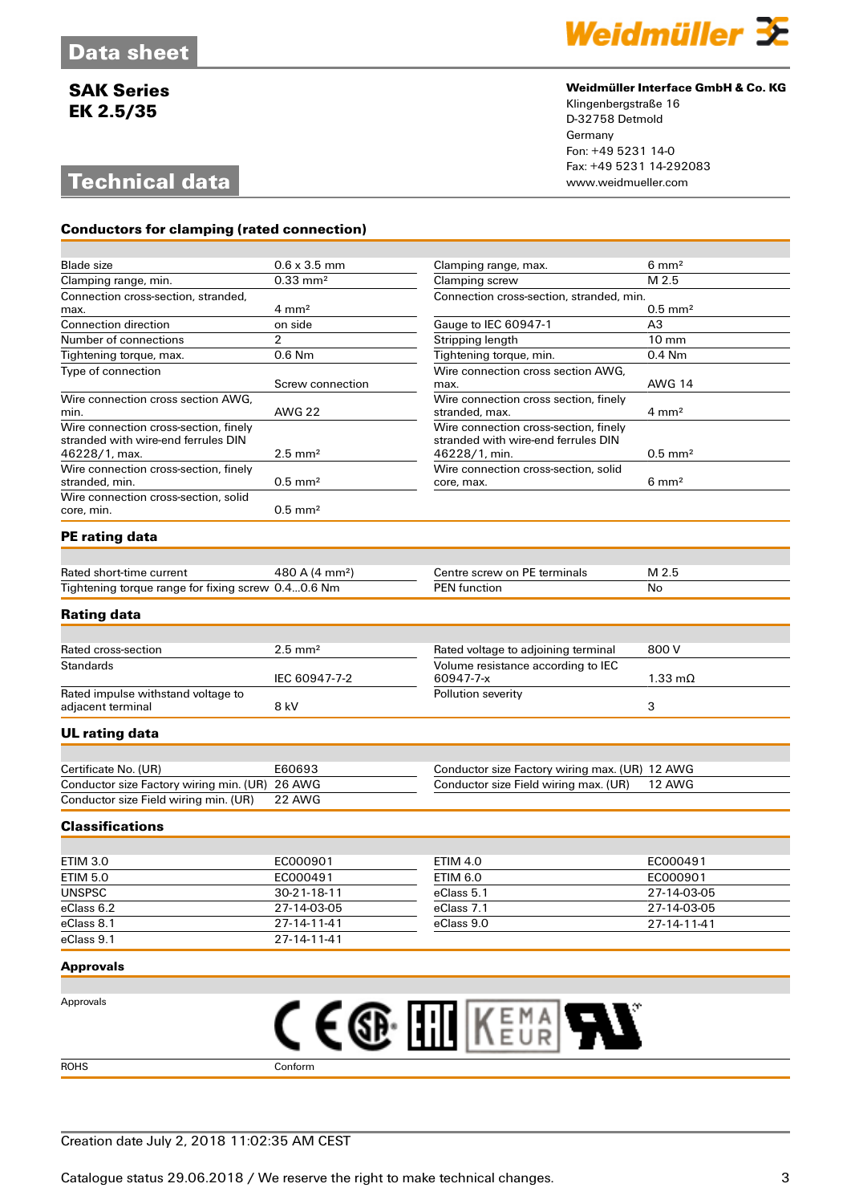# Data sheet

**SAK Series**
**EK 2.5/35**

**Weidmüller Interface GmbH & Co. KG**
Klingenbergstraße 16
D-32758 Detmold
Germany
Fon: +49 5231 14-0
Fax: +49 5231 14-292083
www.weidmueller.com

## Technical data

### Conductors for clamping (rated connection)

| | | | |
|---|---|---|---|
| Blade size | 0.6 x 3.5 mm | Clamping range, max. | 6 mm² |
| Clamping range, min. | 0.33 mm² | Clamping screw | M 2.5 |
| Connection cross-section, stranded, max. | 4 mm² | Connection cross-section, stranded, min. | 0.5 mm² |
| Connection direction | on side | Gauge to IEC 60947-1 | A3 |
| Number of connections | 2 | Stripping length | 10 mm |
| Tightening torque, max. | 0.6 Nm | Tightening torque, min. | 0.4 Nm |
| Type of connection | Screw connection | Wire connection cross section AWG, max. | AWG 14 |
| Wire connection cross section AWG, min. | AWG 22 | Wire connection cross section, finely stranded, max. | 4 mm² |
| Wire connection cross-section, finely stranded with wire-end ferrules DIN 46228/1, max. | 2.5 mm² | Wire connection cross-section, finely stranded with wire-end ferrules DIN 46228/1, min. | 0.5 mm² |
| Wire connection cross-section, finely stranded, min. | 0.5 mm² | Wire connection cross-section, solid core, max. | 6 mm² |
| Wire connection cross-section, solid core, min. | 0.5 mm² | | |

### PE rating data

| | | | |
|---|---|---|---|
| Rated short-time current | 480 A (4 mm²) | Centre screw on PE terminals | M 2.5 |
| Tightening torque range for fixing screw | 0.4...0.6 Nm | PEN function | No |

### Rating data

| | | | |
|---|---|---|---|
| Rated cross-section | 2.5 mm² | Rated voltage to adjoining terminal | 800 V |
| Standards | IEC 60947-7-2 | Volume resistance according to IEC 60947-7-x | 1.33 mΩ |
| Rated impulse withstand voltage to adjacent terminal | 8 kV | Pollution severity | 3 |

### UL rating data

| | | | |
|---|---|---|---|
| Certificate No. (UR) | E60693 | Conductor size Factory wiring max. (UR) | 12 AWG |
| Conductor size Factory wiring min. (UR) | 26 AWG | Conductor size Field wiring max. (UR) | 12 AWG |
| Conductor size Field wiring min. (UR) | 22 AWG | | |

### Classifications

| | | | |
|---|---|---|---|
| ETIM 3.0 | EC000901 | ETIM 4.0 | EC000491 |
| ETIM 5.0 | EC000491 | ETIM 6.0 | EC000901 |
| UNSPSC | 30-21-18-11 | eClass 5.1 | 27-14-03-05 |
| eClass 6.2 | 27-14-03-05 | eClass 7.1 | 27-14-03-05 |
| eClass 8.1 | 27-14-11-41 | eClass 9.0 | 27-14-11-41 |
| eClass 9.1 | 27-14-11-41 | | |

### Approvals

| | |
|---|---|
| Approvals | |
| ROHS | Conform |

Creation date July 2, 2018 11:02:35 AM CEST

Catalogue status 29.06.2018 / We reserve the right to make technical changes.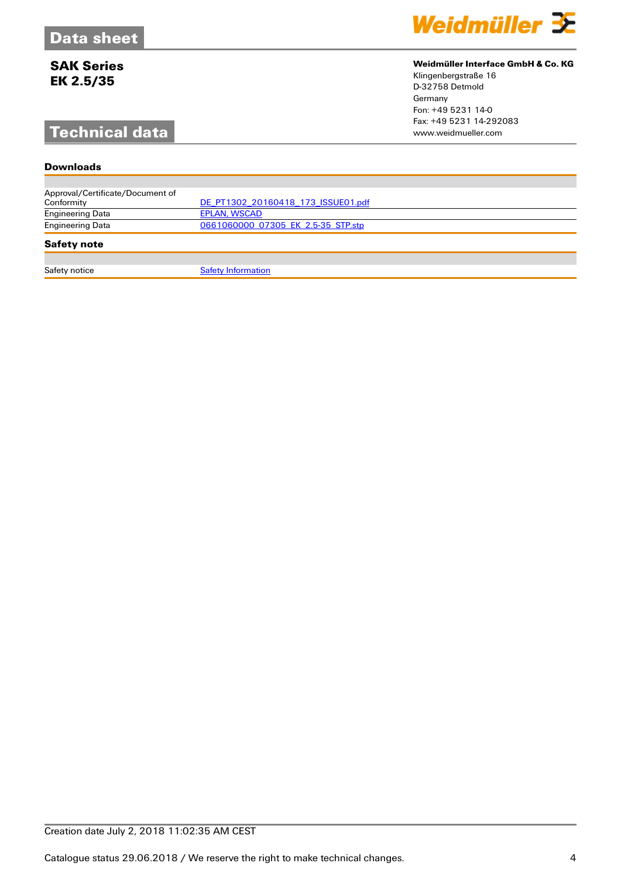# Data sheet

**SAK Series**
**EK 2.5/35**

**Weidmüller Interface GmbH & Co. KG**
Klingenbergstraße 16
D-32758 Detmold
Germany
Fon: +49 5231 14-0
Fax: +49 5231 14-292083
www.weidmueller.com

## Technical data

### Downloads

| | |
|---|---|
| Approval/Certificate/Document of Conformity | DE_PT1302_20160418_173_ISSUE01.pdf |
| Engineering Data | EPLAN, WSCAD |
| Engineering Data | 0661060000_07305_EK_2.5-35_STP.stp |

### Safety note

| | |
|---|---|
| Safety notice | Safety Information |

Creation date July 2, 2018 11:02:35 AM CEST

Catalogue status 29.06.2018 / We reserve the right to make technical changes.